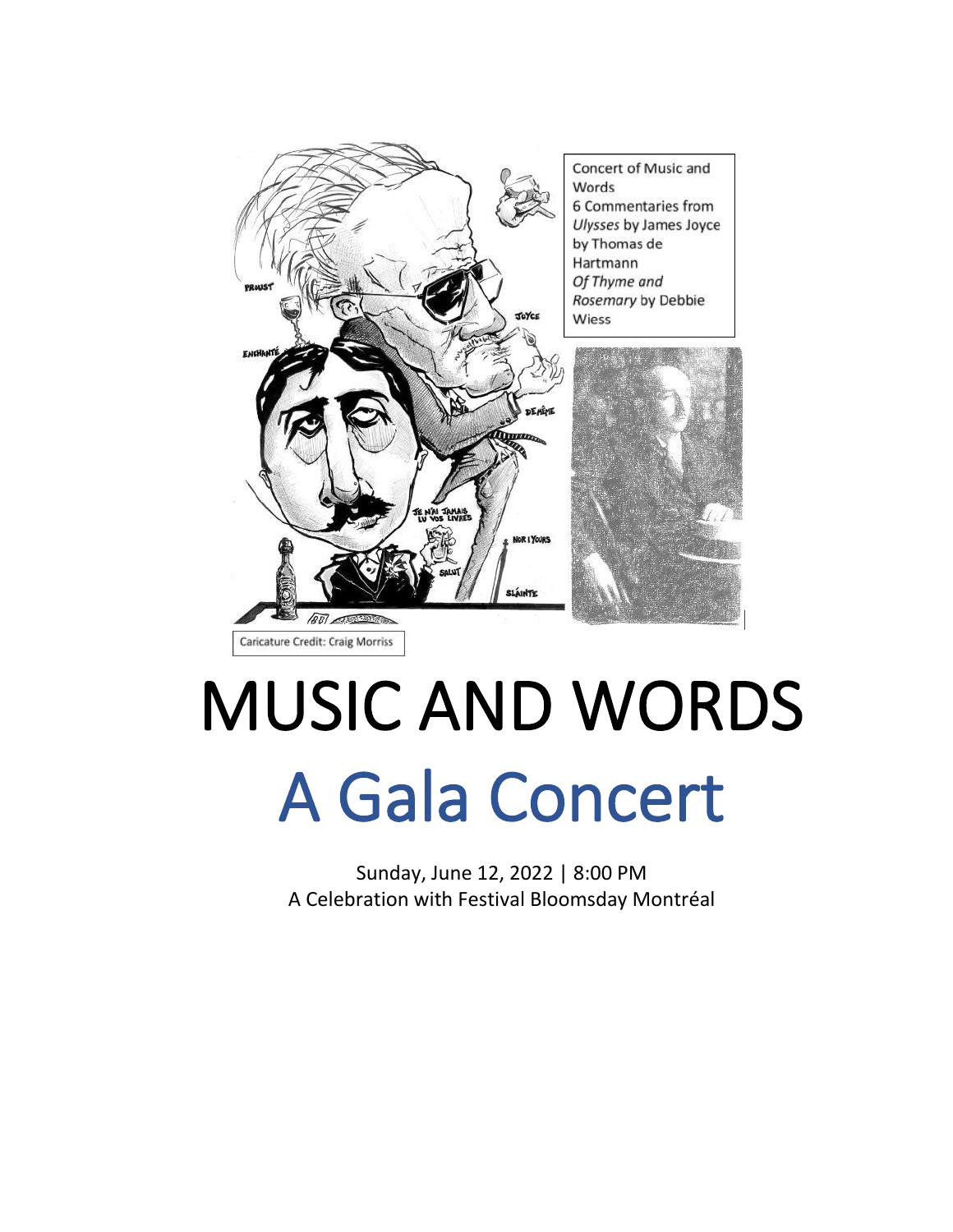Concert of Music and Words
6 Commentaries from *Ulysses* by James Joyce by Thomas de Hartmann
*Of Thyme and Rosemary* by Debbie Wiess

Caricature Credit: Craig Morriss

# MUSIC AND WORDS

# A Gala Concert

Sunday, June 12, 2022 | 8:00 PM
A Celebration with Festival Bloomsday Montréal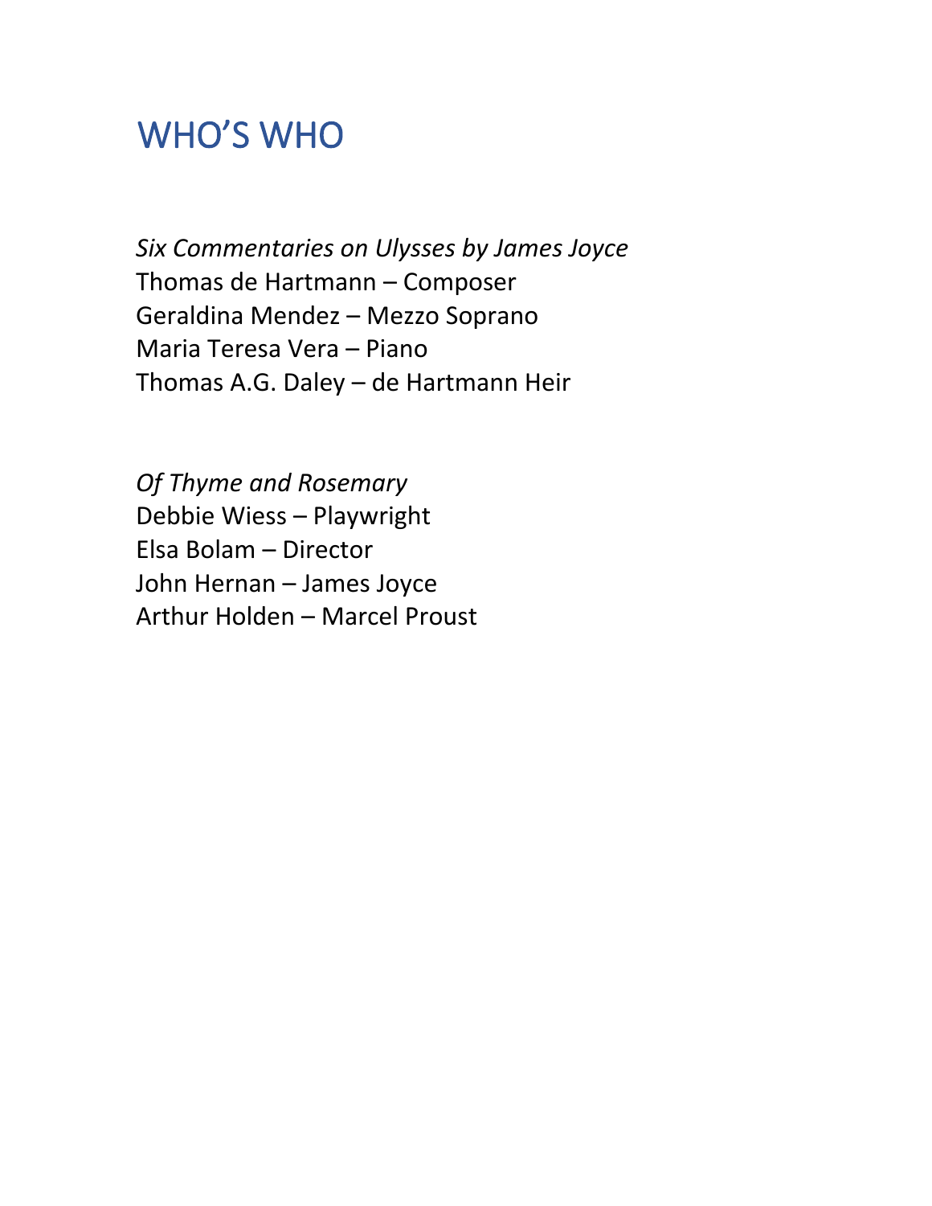# WHO'S WHO

*Six Commentaries on Ulysses by James Joyce*
Thomas de Hartmann – Composer
Geraldina Mendez – Mezzo Soprano
Maria Teresa Vera – Piano
Thomas A.G. Daley – de Hartmann Heir

*Of Thyme and Rosemary*
Debbie Wiess – Playwright
Elsa Bolam – Director
John Hernan – James Joyce
Arthur Holden – Marcel Proust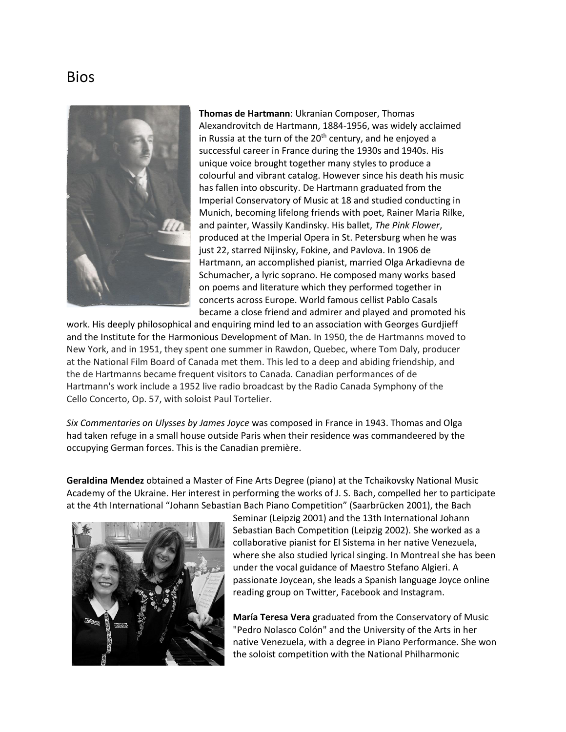# Bios

**Thomas de Hartmann**: Ukranian Composer, Thomas Alexandrovitch de Hartmann, 1884-1956, was widely acclaimed in Russia at the turn of the 20th century, and he enjoyed a successful career in France during the 1930s and 1940s. His unique voice brought together many styles to produce a colourful and vibrant catalog. However since his death his music has fallen into obscurity. De Hartmann graduated from the Imperial Conservatory of Music at 18 and studied conducting in Munich, becoming lifelong friends with poet, Rainer Maria Rilke, and painter, Wassily Kandinsky. His ballet, *The Pink Flower*, produced at the Imperial Opera in St. Petersburg when he was just 22, starred Nijinsky, Fokine, and Pavlova. In 1906 de Hartmann, an accomplished pianist, married Olga Arkadievna de Schumacher, a lyric soprano. He composed many works based on poems and literature which they performed together in concerts across Europe. World famous cellist Pablo Casals became a close friend and admirer and played and promoted his work. His deeply philosophical and enquiring mind led to an association with Georges Gurdjieff and the Institute for the Harmonious Development of Man. In 1950, the de Hartmanns moved to New York, and in 1951, they spent one summer in Rawdon, Quebec, where Tom Daly, producer at the National Film Board of Canada met them. This led to a deep and abiding friendship, and the de Hartmanns became frequent visitors to Canada. Canadian performances of de Hartmann's work include a 1952 live radio broadcast by the Radio Canada Symphony of the Cello Concerto, Op. 57, with soloist Paul Tortelier.

*Six Commentaries on Ulysses by James Joyce* was composed in France in 1943. Thomas and Olga had taken refuge in a small house outside Paris when their residence was commandeered by the occupying German forces. This is the Canadian première.

**Geraldina Mendez** obtained a Master of Fine Arts Degree (piano) at the Tchaikovsky National Music Academy of the Ukraine. Her interest in performing the works of J. S. Bach, compelled her to participate at the 4th International "Johann Sebastian Bach Piano Competition" (Saarbrücken 2001), the Bach Seminar (Leipzig 2001) and the 13th International Johann Sebastian Bach Competition (Leipzig 2002). She worked as a collaborative pianist for El Sistema in her native Venezuela, where she also studied lyrical singing. In Montreal she has been under the vocal guidance of Maestro Stefano Algieri. A passionate Joycean, she leads a Spanish language Joyce online reading group on Twitter, Facebook and Instagram.

**María Teresa Vera** graduated from the Conservatory of Music "Pedro Nolasco Colón" and the University of the Arts in her native Venezuela, with a degree in Piano Performance. She won the soloist competition with the National Philharmonic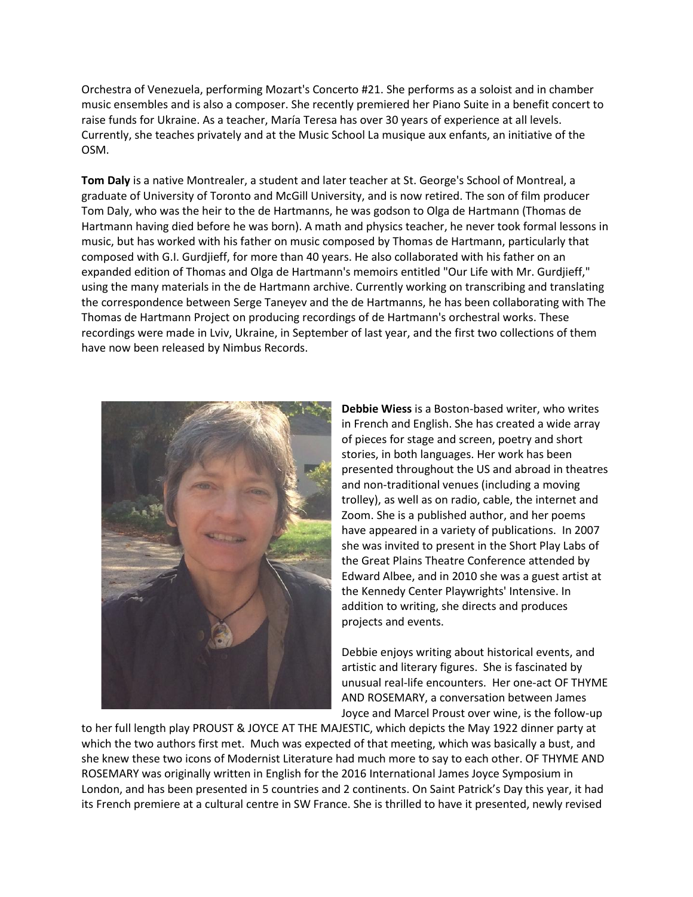Orchestra of Venezuela, performing Mozart's Concerto #21. She performs as a soloist and in chamber music ensembles and is also a composer. She recently premiered her Piano Suite in a benefit concert to raise funds for Ukraine. As a teacher, María Teresa has over 30 years of experience at all levels. Currently, she teaches privately and at the Music School La musique aux enfants, an initiative of the OSM.

**Tom Daly** is a native Montrealer, a student and later teacher at St. George's School of Montreal, a graduate of University of Toronto and McGill University, and is now retired. The son of film producer Tom Daly, who was the heir to the de Hartmanns, he was godson to Olga de Hartmann (Thomas de Hartmann having died before he was born). A math and physics teacher, he never took formal lessons in music, but has worked with his father on music composed by Thomas de Hartmann, particularly that composed with G.I. Gurdjieff, for more than 40 years. He also collaborated with his father on an expanded edition of Thomas and Olga de Hartmann's memoirs entitled "Our Life with Mr. Gurdjieff," using the many materials in the de Hartmann archive. Currently working on transcribing and translating the correspondence between Serge Taneyev and the de Hartmanns, he has been collaborating with The Thomas de Hartmann Project on producing recordings of de Hartmann's orchestral works. These recordings were made in Lviv, Ukraine, in September of last year, and the first two collections of them have now been released by Nimbus Records.

**Debbie Wiess** is a Boston-based writer, who writes in French and English. She has created a wide array of pieces for stage and screen, poetry and short stories, in both languages. Her work has been presented throughout the US and abroad in theatres and non-traditional venues (including a moving trolley), as well as on radio, cable, the internet and Zoom. She is a published author, and her poems have appeared in a variety of publications. In 2007 she was invited to present in the Short Play Labs of the Great Plains Theatre Conference attended by Edward Albee, and in 2010 she was a guest artist at the Kennedy Center Playwrights' Intensive. In addition to writing, she directs and produces projects and events.

Debbie enjoys writing about historical events, and artistic and literary figures. She is fascinated by unusual real-life encounters. Her one-act OF THYME AND ROSEMARY, a conversation between James Joyce and Marcel Proust over wine, is the follow-up to her full length play PROUST & JOYCE AT THE MAJESTIC, which depicts the May 1922 dinner party at which the two authors first met. Much was expected of that meeting, which was basically a bust, and she knew these two icons of Modernist Literature had much more to say to each other. OF THYME AND ROSEMARY was originally written in English for the 2016 International James Joyce Symposium in London, and has been presented in 5 countries and 2 continents. On Saint Patrick's Day this year, it had its French premiere at a cultural centre in SW France. She is thrilled to have it presented, newly revised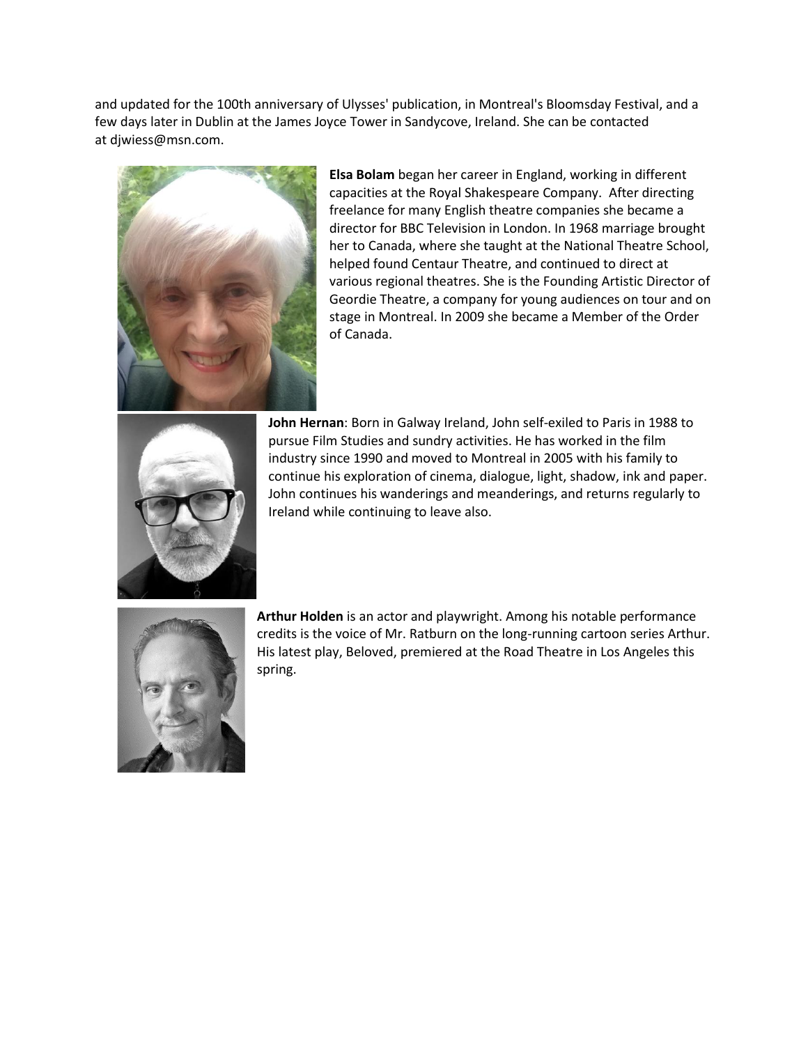and updated for the 100th anniversary of Ulysses' publication, in Montreal's Bloomsday Festival, and a few days later in Dublin at the James Joyce Tower in Sandycove, Ireland. She can be contacted at djwiess@msn.com.

**Elsa Bolam** began her career in England, working in different capacities at the Royal Shakespeare Company. After directing freelance for many English theatre companies she became a director for BBC Television in London. In 1968 marriage brought her to Canada, where she taught at the National Theatre School, helped found Centaur Theatre, and continued to direct at various regional theatres. She is the Founding Artistic Director of Geordie Theatre, a company for young audiences on tour and on stage in Montreal. In 2009 she became a Member of the Order of Canada.

**John Hernan**: Born in Galway Ireland, John self-exiled to Paris in 1988 to pursue Film Studies and sundry activities. He has worked in the film industry since 1990 and moved to Montreal in 2005 with his family to continue his exploration of cinema, dialogue, light, shadow, ink and paper. John continues his wanderings and meanderings, and returns regularly to Ireland while continuing to leave also.

**Arthur Holden** is an actor and playwright. Among his notable performance credits is the voice of Mr. Ratburn on the long-running cartoon series Arthur. His latest play, Beloved, premiered at the Road Theatre in Los Angeles this spring.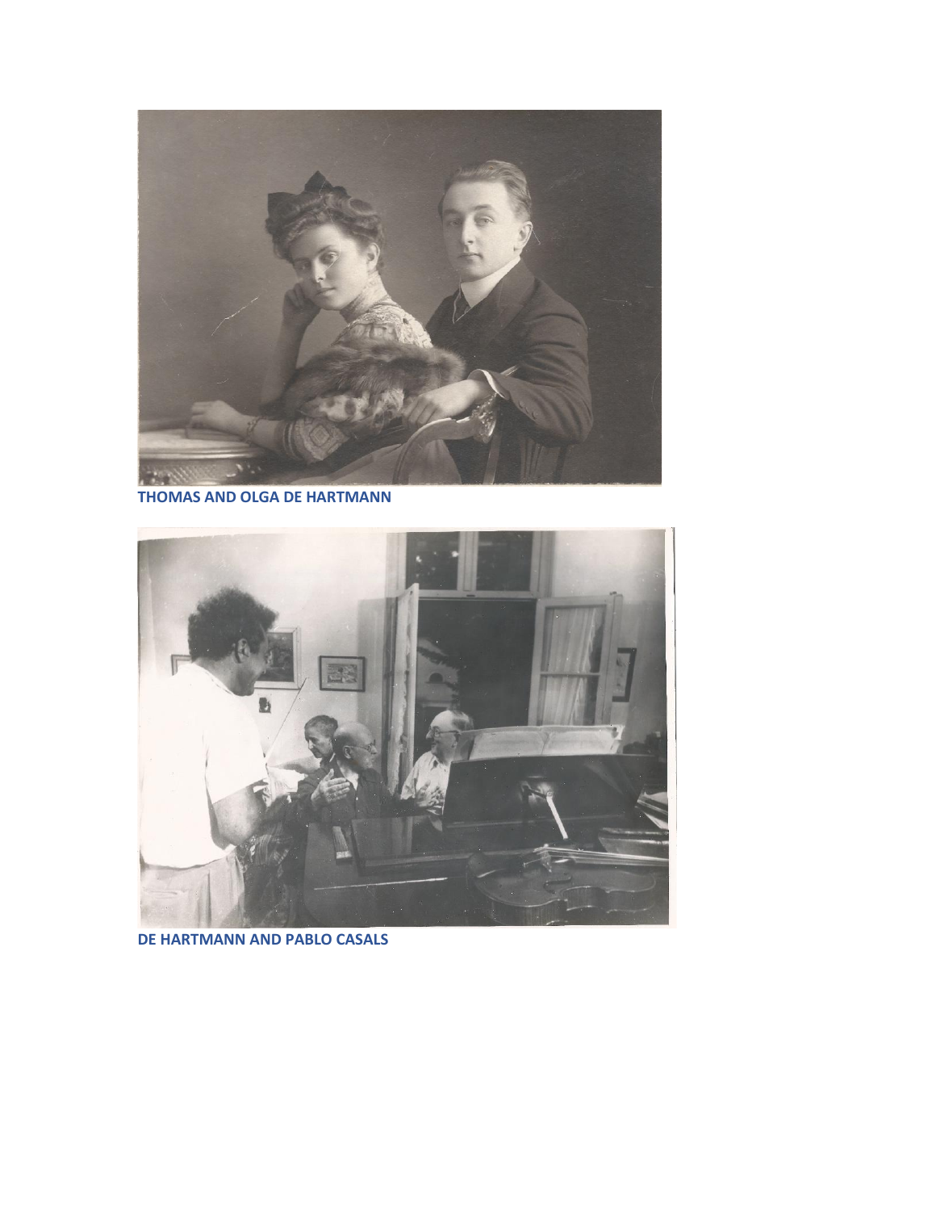**THOMAS AND OLGA DE HARTMANN**

**DE HARTMANN AND PABLO CASALS**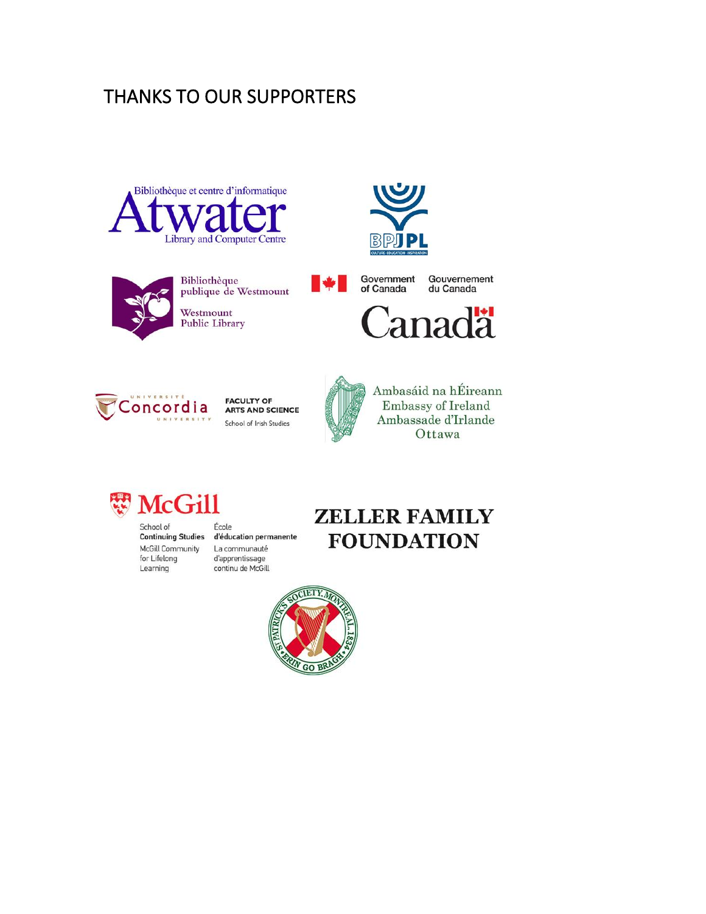# THANKS TO OUR SUPPORTERS

Bibliothèque et centre d'informatique
Atwater
Library and Computer Centre

BPJPL
CULTURE · EDUCATION · INSPIRATION

Bibliothèque publique de Westmount
Westmount Public Library

Government of Canada | Gouvernement du Canada
Canada

Université Concordia University
FACULTY OF ARTS AND SCIENCE
School of Irish Studies

Ambasáid na hÉireann
Embassy of Ireland
Ambassade d'Irlande
Ottawa

McGill
School of Continuing Studies | École d'éducation permanente
McGill Community for Lifelong Learning | La communauté d'apprentissage continu de McGill

ZELLER FAMILY FOUNDATION

St Patrick's Society, Montreal, 1834 · Erin Go Bragh